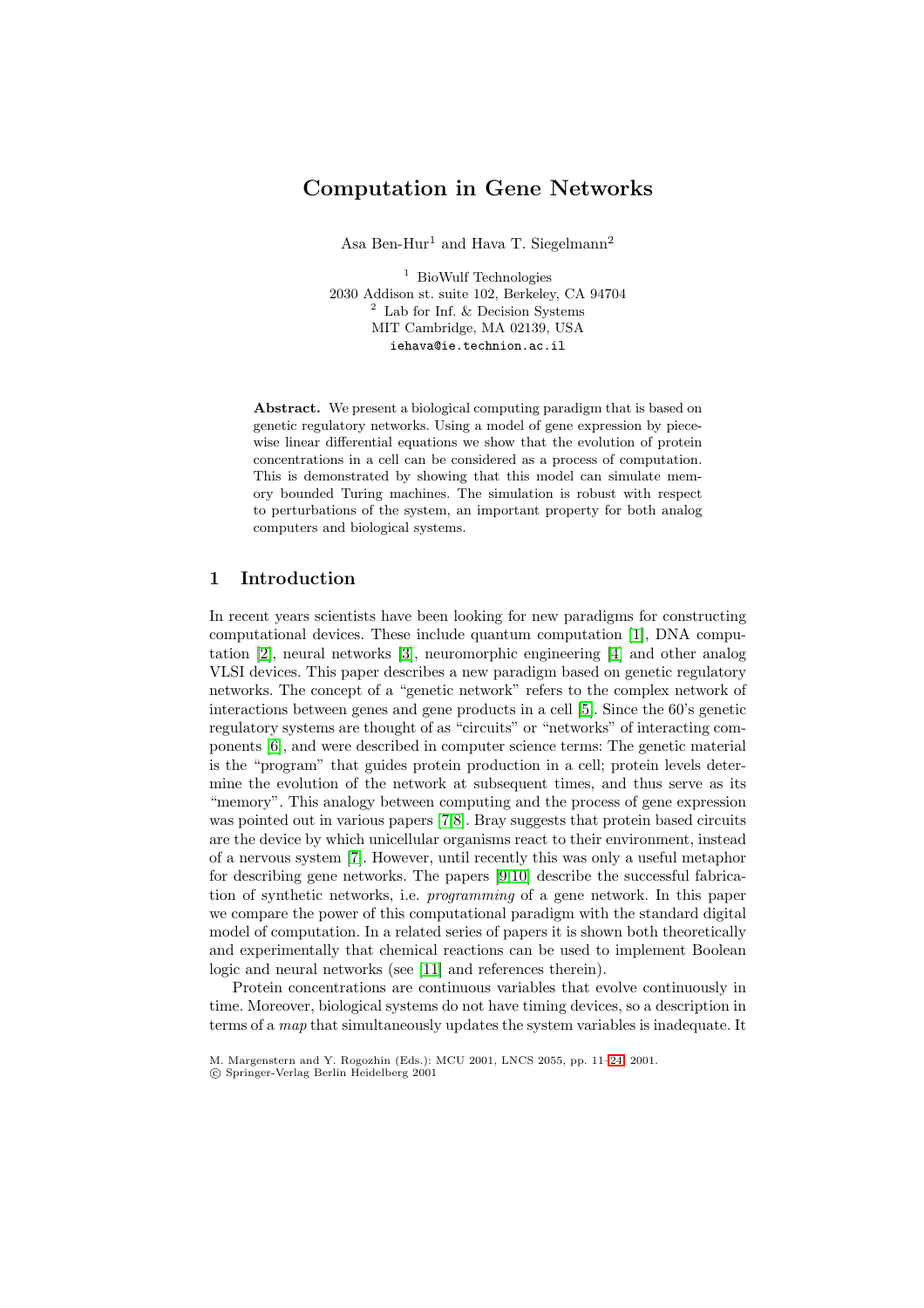# Computation in Gene Networks

Asa Ben-Hur[1] and Hava T. Siegelmann[2]

[1] BioWulf Technologies
2030 Addison st. suite 102, Berkeley, CA 94704
[2] Lab for Inf. & Decision Systems
MIT Cambridge, MA 02139, USA
iehava@ie.technion.ac.il

**Abstract.** We present a biological computing paradigm that is based on genetic regulatory networks. Using a model of gene expression by piecewise linear differential equations we show that the evolution of protein concentrations in a cell can be considered as a process of computation. This is demonstrated by showing that this model can simulate memory bounded Turing machines. The simulation is robust with respect to perturbations of the system, an important property for both analog computers and biological systems.

## 1 Introduction

In recent years scientists have been looking for new paradigms for constructing computational devices. These include quantum computation [1], DNA computation [2], neural networks [3], neuromorphic engineering [4] and other analog VLSI devices. This paper describes a new paradigm based on genetic regulatory networks. The concept of a "genetic network" refers to the complex network of interactions between genes and gene products in a cell [5]. Since the 60's genetic regulatory systems are thought of as "circuits" or "networks" of interacting components [6], and were described in computer science terms: The genetic material is the "program" that guides protein production in a cell; protein levels determine the evolution of the network at subsequent times, and thus serve as its "memory". This analogy between computing and the process of gene expression was pointed out in various papers [7,8]. Bray suggests that protein based circuits are the device by which unicellular organisms react to their environment, instead of a nervous system [7]. However, until recently this was only a useful metaphor for describing gene networks. The papers [9,10] describe the successful fabrication of synthetic networks, i.e. *programming* of a gene network. In this paper we compare the power of this computational paradigm with the standard digital model of computation. In a related series of papers it is shown both theoretically and experimentally that chemical reactions can be used to implement Boolean logic and neural networks (see [11] and references therein).

Protein concentrations are continuous variables that evolve continuously in time. Moreover, biological systems do not have timing devices, so a description in terms of a *map* that simultaneously updates the system variables is inadequate. It

M. Margenstern and Y. Rogozhin (Eds.): MCU 2001, LNCS 2055, pp. 11–24, 2001.
© Springer-Verlag Berlin Heidelberg 2001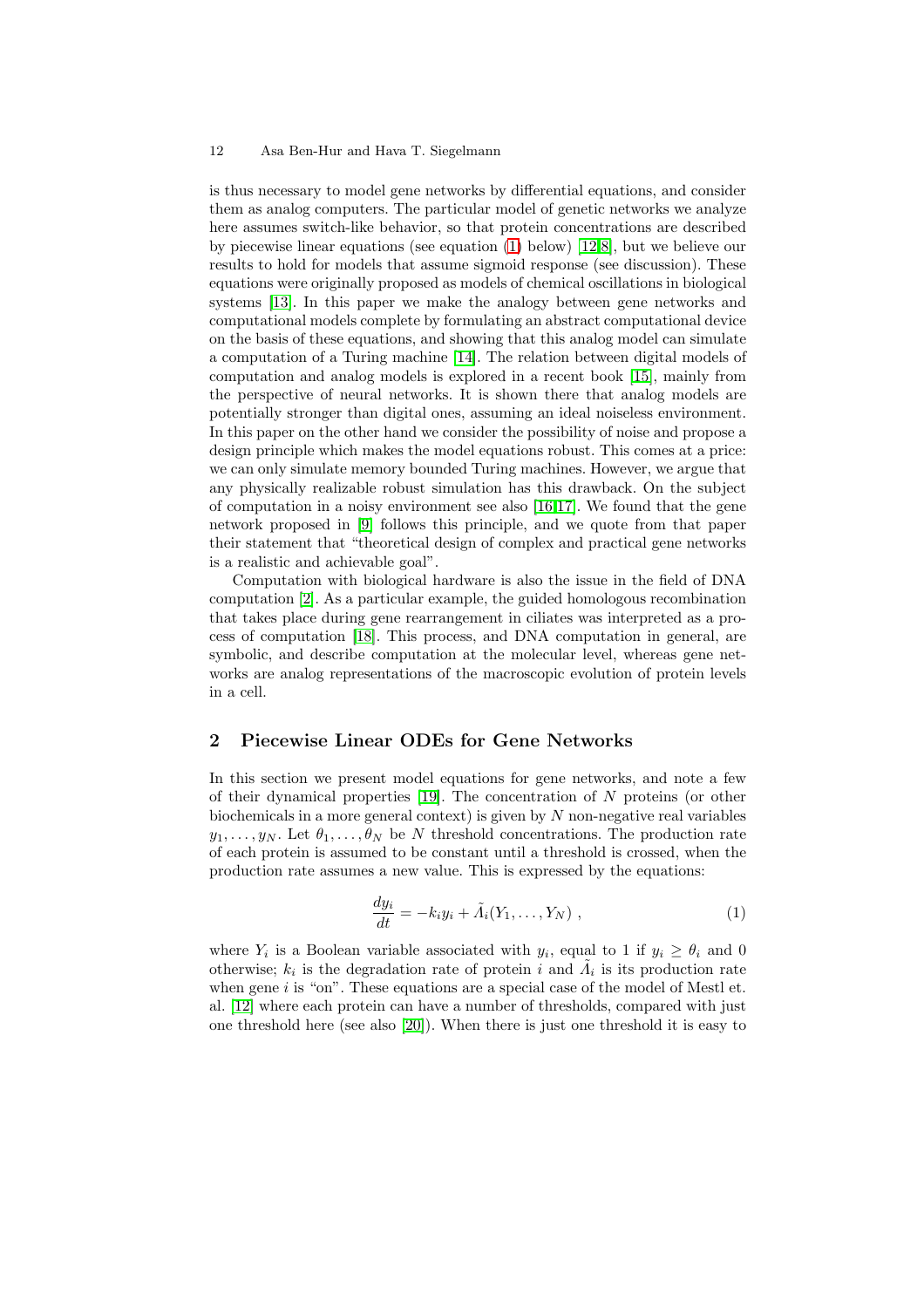is thus necessary to model gene networks by differential equations, and consider them as analog computers. The particular model of genetic networks we analyze here assumes switch-like behavior, so that protein concentrations are described by piecewise linear equations (see equation (1) below) [12,8], but we believe our results to hold for models that assume sigmoid response (see discussion). These equations were originally proposed as models of chemical oscillations in biological systems [13]. In this paper we make the analogy between gene networks and computational models complete by formulating an abstract computational device on the basis of these equations, and showing that this analog model can simulate a computation of a Turing machine [14]. The relation between digital models of computation and analog models is explored in a recent book [15], mainly from the perspective of neural networks. It is shown there that analog models are potentially stronger than digital ones, assuming an ideal noiseless environment. In this paper on the other hand we consider the possibility of noise and propose a design principle which makes the model equations robust. This comes at a price: we can only simulate memory bounded Turing machines. However, we argue that any physically realizable robust simulation has this drawback. On the subject of computation in a noisy environment see also [16,17]. We found that the gene network proposed in [9] follows this principle, and we quote from that paper their statement that "theoretical design of complex and practical gene networks is a realistic and achievable goal".

Computation with biological hardware is also the issue in the field of DNA computation [2]. As a particular example, the guided homologous recombination that takes place during gene rearrangement in ciliates was interpreted as a process of computation [18]. This process, and DNA computation in general, are symbolic, and describe computation at the molecular level, whereas gene networks are analog representations of the macroscopic evolution of protein levels in a cell.

## 2 Piecewise Linear ODEs for Gene Networks

In this section we present model equations for gene networks, and note a few of their dynamical properties [19]. The concentration of $N$ proteins (or other biochemicals in a more general context) is given by $N$ non-negative real variables $y_1, \ldots, y_N$. Let $\theta_1, \ldots, \theta_N$ be $N$ threshold concentrations. The production rate of each protein is assumed to be constant until a threshold is crossed, when the production rate assumes a new value. This is expressed by the equations:

$$\frac{dy_i}{dt} = -k_i y_i + \tilde{\Lambda}_i(Y_1, \ldots, Y_N) \ , \tag{1}$$

where $Y_i$ is a Boolean variable associated with $y_i$, equal to 1 if $y_i \geq \theta_i$ and 0 otherwise; $k_i$ is the degradation rate of protein $i$ and $\tilde{\Lambda}_i$ is its production rate when gene $i$ is "on". These equations are a special case of the model of Mestl et. al. [12] where each protein can have a number of thresholds, compared with just one threshold here (see also [20]). When there is just one threshold it is easy to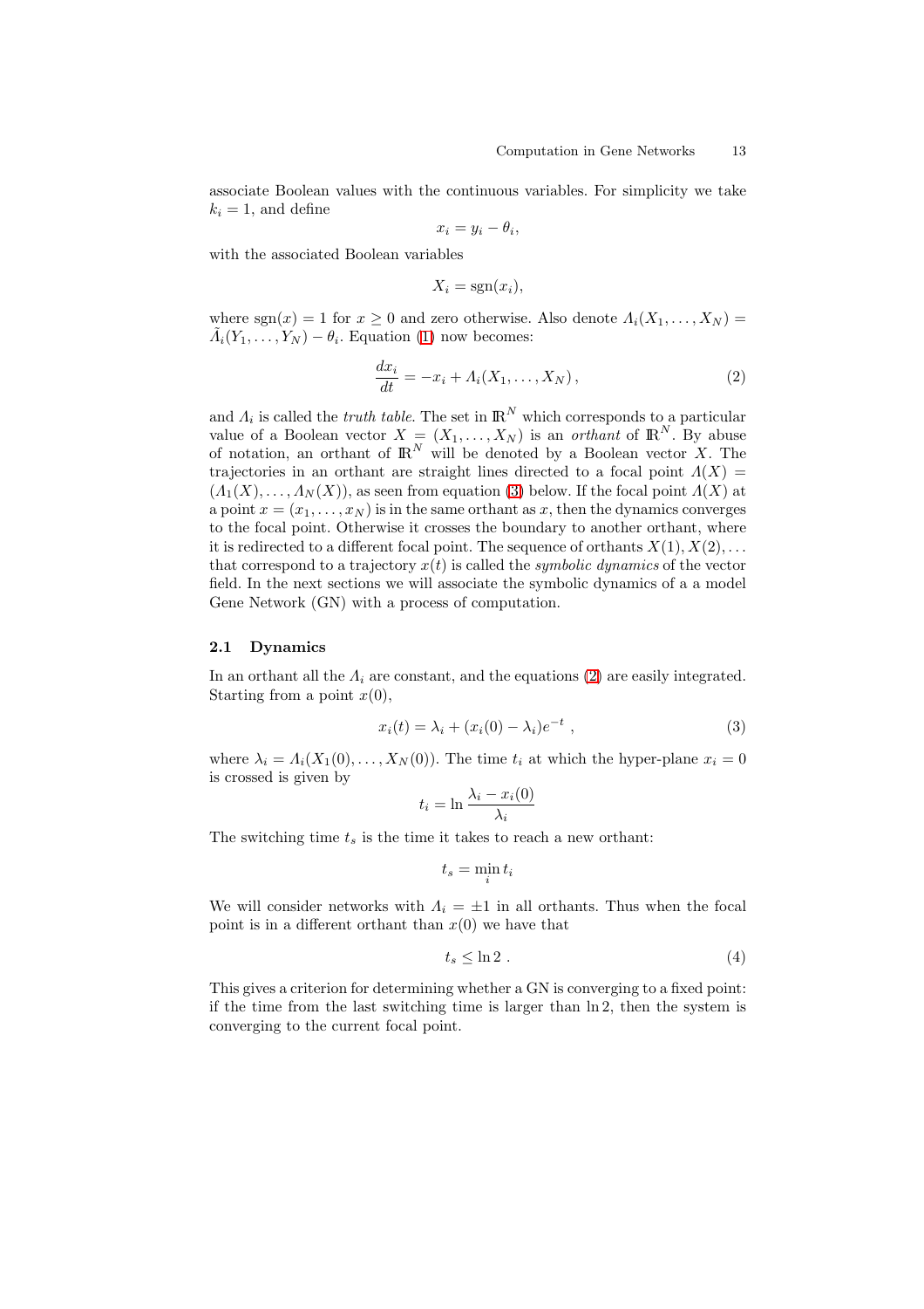associate Boolean values with the continuous variables. For simplicity we take $k_i = 1$, and define

$$x_i = y_i - \theta_i,$$

with the associated Boolean variables

$$X_i = \mathrm{sgn}(x_i),$$

where $\mathrm{sgn}(x) = 1$ for $x \geq 0$ and zero otherwise. Also denote $\Lambda_i(X_1, \ldots, X_N) = \tilde{\Lambda}_i(Y_1, \ldots, Y_N) - \theta_i$. Equation (1) now becomes:

$$\frac{dx_i}{dt} = -x_i + \Lambda_i(X_1, \ldots, X_N)\,, \tag{2}$$

and $\Lambda_i$ is called the *truth table*. The set in $\mathbb{R}^N$ which corresponds to a particular value of a Boolean vector $X = (X_1, \ldots, X_N)$ is an *orthant* of $\mathbb{R}^N$. By abuse of notation, an orthant of $\mathbb{R}^N$ will be denoted by a Boolean vector $X$. The trajectories in an orthant are straight lines directed to a focal point $\Lambda(X) = (\Lambda_1(X), \ldots, \Lambda_N(X))$, as seen from equation (3) below. If the focal point $\Lambda(X)$ at a point $x = (x_1, \ldots, x_N)$ is in the same orthant as $x$, then the dynamics converges to the focal point. Otherwise it crosses the boundary to another orthant, where it is redirected to a different focal point. The sequence of orthants $X(1), X(2), \ldots$ that correspond to a trajectory $x(t)$ is called the *symbolic dynamics* of the vector field. In the next sections we will associate the symbolic dynamics of a a model Gene Network (GN) with a process of computation.

### 2.1 Dynamics

In an orthant all the $\Lambda_i$ are constant, and the equations (2) are easily integrated. Starting from a point $x(0)$,

$$x_i(t) = \lambda_i + (x_i(0) - \lambda_i)e^{-t}\ , \tag{3}$$

where $\lambda_i = \Lambda_i(X_1(0), \ldots, X_N(0))$. The time $t_i$ at which the hyper-plane $x_i = 0$ is crossed is given by

$$t_i = \ln \frac{\lambda_i - x_i(0)}{\lambda_i}$$

The switching time $t_s$ is the time it takes to reach a new orthant:

$$t_s = \min_i t_i$$

We will consider networks with $\Lambda_i = \pm 1$ in all orthants. Thus when the focal point is in a different orthant than $x(0)$ we have that

$$t_s \leq \ln 2\ . \tag{4}$$

This gives a criterion for determining whether a GN is converging to a fixed point: if the time from the last switching time is larger than $\ln 2$, then the system is converging to the current focal point.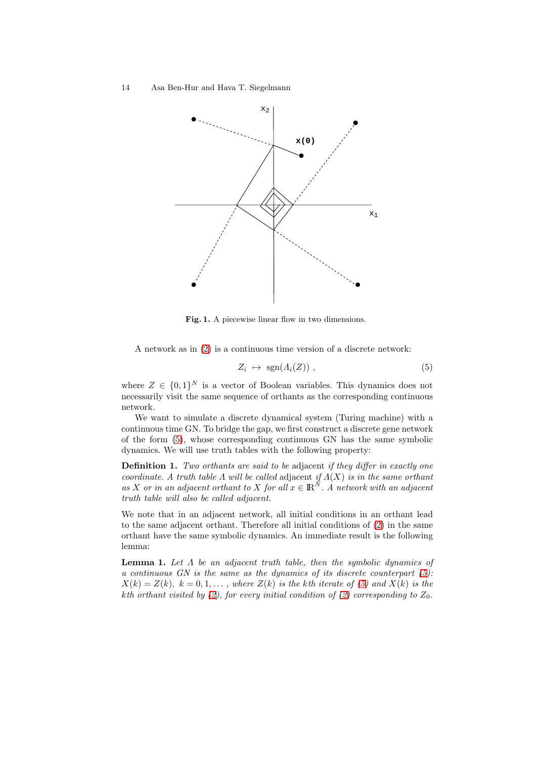**Fig. 1.** A piecewise linear flow in two dimensions.

A network as in (2) is a continuous time version of a discrete network:

$$Z_i \;\mapsto\; \mathrm{sgn}(\Lambda_i(Z)) \;, \tag{5}$$

where $Z \in \{0,1\}^N$ is a vector of Boolean variables. This dynamics does not necessarily visit the same sequence of orthants as the corresponding continuous network.

We want to simulate a discrete dynamical system (Turing machine) with a continuous time GN. To bridge the gap, we first construct a discrete gene network of the form (5), whose corresponding continuous GN has the same symbolic dynamics. We will use truth tables with the following property:

**Definition 1.** *Two orthants are said to be* adjacent *if they differ in exactly one coordinate. A truth table $\Lambda$ will be called* adjacent *if $\Lambda(X)$ is in the same orthant as $X$ or in an adjacent orthant to $X$ for all $x \in \mathbb{R}^N$. A network with an adjacent truth table will also be called adjacent.*

We note that in an adjacent network, all initial conditions in an orthant lead to the same adjacent orthant. Therefore all initial conditions of (2) in the same orthant have the same symbolic dynamics. An immediate result is the following lemma:

**Lemma 1.** *Let $\Lambda$ be an adjacent truth table, then the symbolic dynamics of a continuous GN is the same as the dynamics of its discrete counterpart (5): $X(k) = Z(k),\ k = 0, 1, \dots$ , where $Z(k)$ is the $k$th iterate of (5) and $X(k)$ is the $k$th orthant visited by (2), for every initial condition of (2) corresponding to $Z_0$.*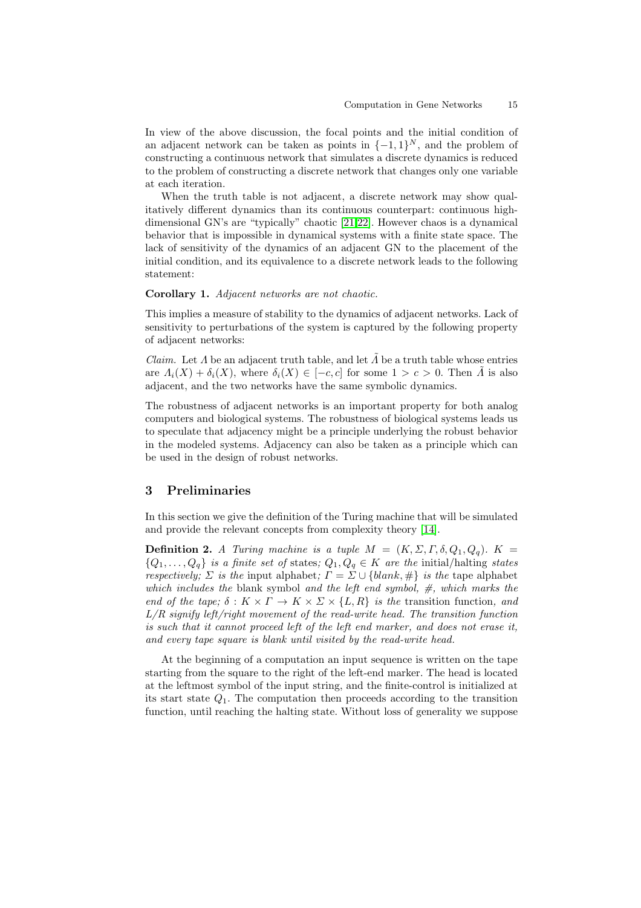In view of the above discussion, the focal points and the initial condition of an adjacent network can be taken as points in $\{-1,1\}^N$, and the problem of constructing a continuous network that simulates a discrete dynamics is reduced to the problem of constructing a discrete network that changes only one variable at each iteration.

When the truth table is not adjacent, a discrete network may show qualitatively different dynamics than its continuous counterpart: continuous high-dimensional GN's are "typically" chaotic [21,22]. However chaos is a dynamical behavior that is impossible in dynamical systems with a finite state space. The lack of sensitivity of the dynamics of an adjacent GN to the placement of the initial condition, and its equivalence to a discrete network leads to the following statement:

**Corollary 1.** *Adjacent networks are not chaotic.*

This implies a measure of stability to the dynamics of adjacent networks. Lack of sensitivity to perturbations of the system is captured by the following property of adjacent networks:

*Claim.* Let $\Lambda$ be an adjacent truth table, and let $\tilde{\Lambda}$ be a truth table whose entries are $\Lambda_i(X) + \delta_i(X)$, where $\delta_i(X) \in [-c, c]$ for some $1 > c > 0$. Then $\tilde{\Lambda}$ is also adjacent, and the two networks have the same symbolic dynamics.

The robustness of adjacent networks is an important property for both analog computers and biological systems. The robustness of biological systems leads us to speculate that adjacency might be a principle underlying the robust behavior in the modeled systems. Adjacency can also be taken as a principle which can be used in the design of robust networks.

## 3 Preliminaries

In this section we give the definition of the Turing machine that will be simulated and provide the relevant concepts from complexity theory [14].

**Definition 2.** *A Turing machine is a tuple $M = (K, \Sigma, \Gamma, \delta, Q_1, Q_q)$. $K = \{Q_1, \ldots, Q_q\}$ is a finite set of* states*; $Q_1, Q_q \in K$ are the* initial/halting *states respectively; $\Sigma$ is the* input alphabet*; $\Gamma = \Sigma \cup \{blank, \#\}$ is the* tape alphabet *which includes the* blank symbol *and the left end symbol, $\#$, which marks the end of the tape; $\delta : K \times \Gamma \to K \times \Sigma \times \{L, R\}$ is the* transition function*, and $L/R$ signify left/right movement of the read-write head. The transition function is such that it cannot proceed left of the left end marker, and does not erase it, and every tape square is blank until visited by the read-write head.*

At the beginning of a computation an input sequence is written on the tape starting from the square to the right of the left-end marker. The head is located at the leftmost symbol of the input string, and the finite-control is initialized at its start state $Q_1$. The computation then proceeds according to the transition function, until reaching the halting state. Without loss of generality we suppose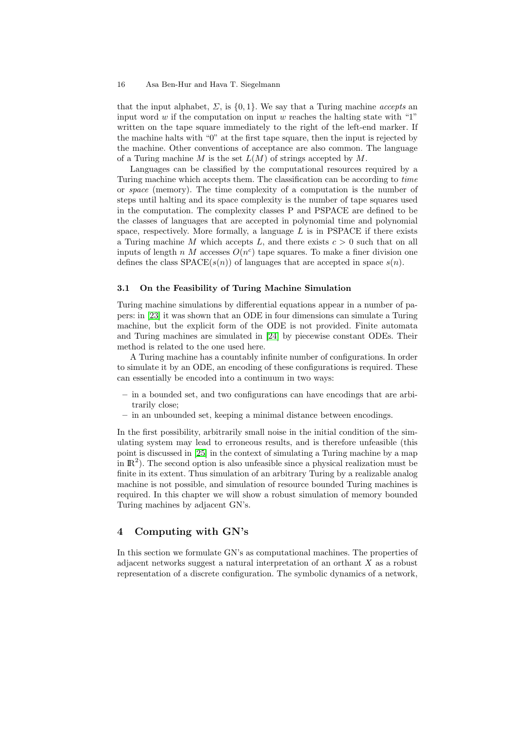that the input alphabet, $\Sigma$, is $\{0,1\}$. We say that a Turing machine *accepts* an input word $w$ if the computation on input $w$ reaches the halting state with "1" written on the tape square immediately to the right of the left-end marker. If the machine halts with "0" at the first tape square, then the input is rejected by the machine. Other conventions of acceptance are also common. The language of a Turing machine $M$ is the set $L(M)$ of strings accepted by $M$.

Languages can be classified by the computational resources required by a Turing machine which accepts them. The classification can be according to *time* or *space* (memory). The time complexity of a computation is the number of steps until halting and its space complexity is the number of tape squares used in the computation. The complexity classes P and PSPACE are defined to be the classes of languages that are accepted in polynomial time and polynomial space, respectively. More formally, a language $L$ is in PSPACE if there exists a Turing machine $M$ which accepts $L$, and there exists $c > 0$ such that on all inputs of length $n$ $M$ accesses $O(n^c)$ tape squares. To make a finer division one defines the class $\mathrm{SPACE}(s(n))$ of languages that are accepted in space $s(n)$.

### 3.1 On the Feasibility of Turing Machine Simulation

Turing machine simulations by differential equations appear in a number of papers: in [23] it was shown that an ODE in four dimensions can simulate a Turing machine, but the explicit form of the ODE is not provided. Finite automata and Turing machines are simulated in [24] by piecewise constant ODEs. Their method is related to the one used here.

A Turing machine has a countably infinite number of configurations. In order to simulate it by an ODE, an encoding of these configurations is required. These can essentially be encoded into a continuum in two ways:

- in a bounded set, and two configurations can have encodings that are arbitrarily close;
- in an unbounded set, keeping a minimal distance between encodings.

In the first possibility, arbitrarily small noise in the initial condition of the simulating system may lead to erroneous results, and is therefore unfeasible (this point is discussed in [25] in the context of simulating a Turing machine by a map in $\mathbb{R}^2$). The second option is also unfeasible since a physical realization must be finite in its extent. Thus simulation of an arbitrary Turing by a realizable analog machine is not possible, and simulation of resource bounded Turing machines is required. In this chapter we will show a robust simulation of memory bounded Turing machines by adjacent GN's.

## 4 Computing with GN's

In this section we formulate GN's as computational machines. The properties of adjacent networks suggest a natural interpretation of an orthant $X$ as a robust representation of a discrete configuration. The symbolic dynamics of a network,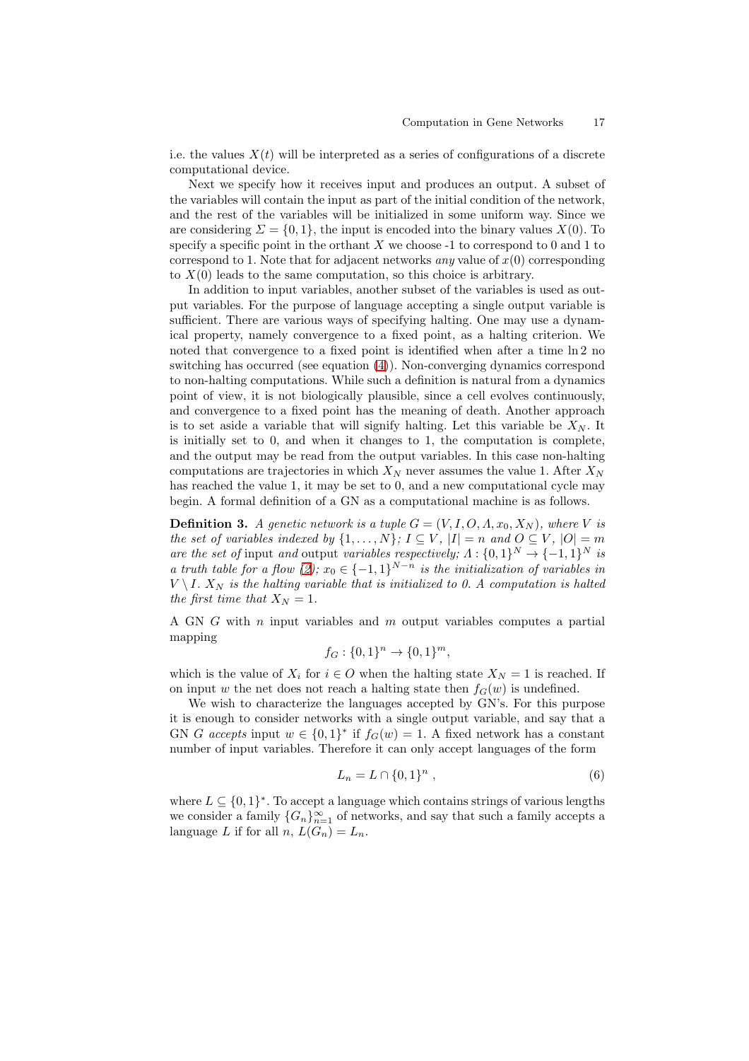i.e. the values $X(t)$ will be interpreted as a series of configurations of a discrete computational device.

Next we specify how it receives input and produces an output. A subset of the variables will contain the input as part of the initial condition of the network, and the rest of the variables will be initialized in some uniform way. Since we are considering $\Sigma = \{0, 1\}$, the input is encoded into the binary values $X(0)$. To specify a specific point in the orthant $X$ we choose -1 to correspond to 0 and 1 to correspond to 1. Note that for adjacent networks *any* value of $x(0)$ corresponding to $X(0)$ leads to the same computation, so this choice is arbitrary.

In addition to input variables, another subset of the variables is used as output variables. For the purpose of language accepting a single output variable is sufficient. There are various ways of specifying halting. One may use a dynamical property, namely convergence to a fixed point, as a halting criterion. We noted that convergence to a fixed point is identified when after a time $\ln 2$ no switching has occurred (see equation (4)). Non-converging dynamics correspond to non-halting computations. While such a definition is natural from a dynamics point of view, it is not biologically plausible, since a cell evolves continuously, and convergence to a fixed point has the meaning of death. Another approach is to set aside a variable that will signify halting. Let this variable be $X_N$. It is initially set to 0, and when it changes to 1, the computation is complete, and the output may be read from the output variables. In this case non-halting computations are trajectories in which $X_N$ never assumes the value 1. After $X_N$ has reached the value 1, it may be set to 0, and a new computational cycle may begin. A formal definition of a GN as a computational machine is as follows.

**Definition 3.** *A genetic network is a tuple $G = (V, I, O, \Lambda, x_0, X_N)$, where $V$ is the set of variables indexed by $\{1, \ldots, N\}$; $I \subseteq V$, $|I| = n$ and $O \subseteq V$, $|O| = m$ are the set of* input *and* output *variables respectively; $\Lambda : \{0, 1\}^N \to \{-1, 1\}^N$ is a truth table for a flow (2); $x_0 \in \{-1, 1\}^{N-n}$ is the initialization of variables in $V \setminus I$. $X_N$ is the halting variable that is initialized to 0. A computation is halted the first time that $X_N = 1$.*

A GN $G$ with $n$ input variables and $m$ output variables computes a partial mapping

$$f_G : \{0, 1\}^n \to \{0, 1\}^m,$$

which is the value of $X_i$ for $i \in O$ when the halting state $X_N = 1$ is reached. If on input $w$ the net does not reach a halting state then $f_G(w)$ is undefined.

We wish to characterize the languages accepted by GN's. For this purpose it is enough to consider networks with a single output variable, and say that a GN $G$ *accepts* input $w \in \{0, 1\}^*$ if $f_G(w) = 1$. A fixed network has a constant number of input variables. Therefore it can only accept languages of the form

$$L_n = L \cap \{0, 1\}^n \ , \tag{6}$$

where $L \subseteq \{0, 1\}^*$. To accept a language which contains strings of various lengths we consider a family $\{G_n\}_{n=1}^{\infty}$ of networks, and say that such a family accepts a language $L$ if for all $n$, $L(G_n) = L_n$.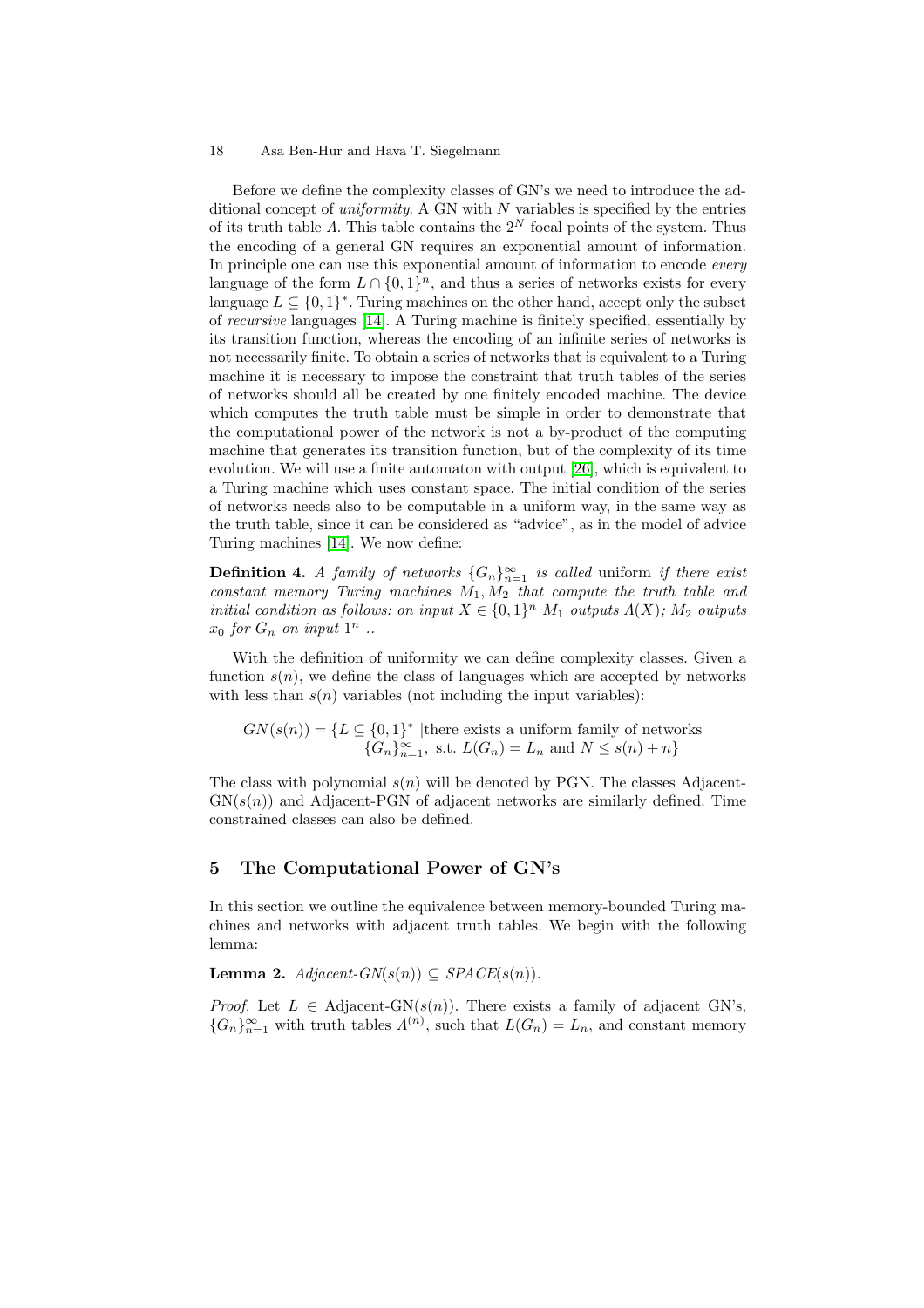Before we define the complexity classes of GN's we need to introduce the additional concept of *uniformity*. A GN with $N$ variables is specified by the entries of its truth table $\Lambda$. This table contains the $2^N$ focal points of the system. Thus the encoding of a general GN requires an exponential amount of information. In principle one can use this exponential amount of information to encode *every* language of the form $L \cap \{0,1\}^n$, and thus a series of networks exists for every language $L \subseteq \{0,1\}^*$. Turing machines on the other hand, accept only the subset of *recursive* languages [14]. A Turing machine is finitely specified, essentially by its transition function, whereas the encoding of an infinite series of networks is not necessarily finite. To obtain a series of networks that is equivalent to a Turing machine it is necessary to impose the constraint that truth tables of the series of networks should all be created by one finitely encoded machine. The device which computes the truth table must be simple in order to demonstrate that the computational power of the network is not a by-product of the computing machine that generates its transition function, but of the complexity of its time evolution. We will use a finite automaton with output [26], which is equivalent to a Turing machine which uses constant space. The initial condition of the series of networks needs also to be computable in a uniform way, in the same way as the truth table, since it can be considered as "advice", as in the model of advice Turing machines [14]. We now define:

**Definition 4.** *A family of networks $\{G_n\}_{n=1}^{\infty}$ is called* uniform *if there exist constant memory Turing machines $M_1, M_2$ that compute the truth table and initial condition as follows: on input $X \in \{0,1\}^n$ $M_1$ outputs $\Lambda(X)$; $M_2$ outputs $x_0$ for $G_n$ on input $1^n$ ..*

With the definition of uniformity we can define complexity classes. Given a function $s(n)$, we define the class of languages which are accepted by networks with less than $s(n)$ variables (not including the input variables):

$$GN(s(n)) = \{L \subseteq \{0,1\}^* \mid \text{there exists a uniform family of networks } \{G_n\}_{n=1}^{\infty}, \text{ s.t. } L(G_n) = L_n \text{ and } N \leq s(n) + n\}$$

The class with polynomial $s(n)$ will be denoted by PGN. The classes Adjacent-GN($s(n)$) and Adjacent-PGN of adjacent networks are similarly defined. Time constrained classes can also be defined.

## 5 The Computational Power of GN's

In this section we outline the equivalence between memory-bounded Turing machines and networks with adjacent truth tables. We begin with the following lemma:

**Lemma 2.** *Adjacent-GN($s(n)$) $\subseteq$ SPACE($s(n)$).*

*Proof.* Let $L \in$ Adjacent-GN($s(n)$). There exists a family of adjacent GN's, $\{G_n\}_{n=1}^{\infty}$ with truth tables $\Lambda^{(n)}$, such that $L(G_n) = L_n$, and constant memory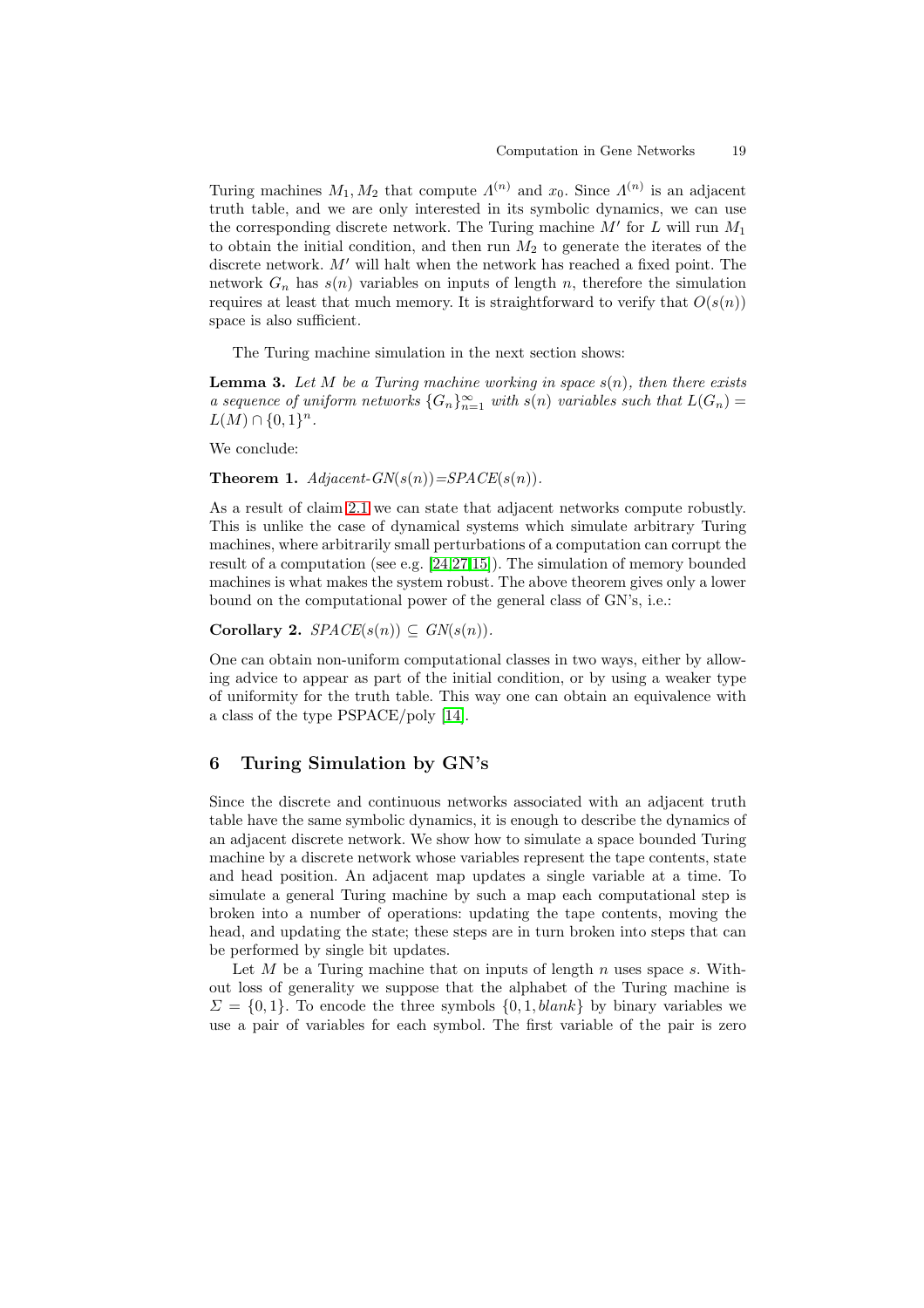Turing machines $M_1, M_2$ that compute $\Lambda^{(n)}$ and $x_0$. Since $\Lambda^{(n)}$ is an adjacent truth table, and we are only interested in its symbolic dynamics, we can use the corresponding discrete network. The Turing machine $M'$ for $L$ will run $M_1$ to obtain the initial condition, and then run $M_2$ to generate the iterates of the discrete network. $M'$ will halt when the network has reached a fixed point. The network $G_n$ has $s(n)$ variables on inputs of length $n$, therefore the simulation requires at least that much memory. It is straightforward to verify that $O(s(n))$ space is also sufficient.

The Turing machine simulation in the next section shows:

**Lemma 3.** *Let $M$ be a Turing machine working in space $s(n)$, then there exists a sequence of uniform networks $\{G_n\}_{n=1}^{\infty}$ with $s(n)$ variables such that $L(G_n) = L(M) \cap \{0,1\}^n$.*

We conclude:

**Theorem 1.** *Adjacent-GN($s(n)$)=SPACE($s(n)$).*

As a result of claim 2.1 we can state that adjacent networks compute robustly. This is unlike the case of dynamical systems which simulate arbitrary Turing machines, where arbitrarily small perturbations of a computation can corrupt the result of a computation (see e.g. [24,27,15]). The simulation of memory bounded machines is what makes the system robust. The above theorem gives only a lower bound on the computational power of the general class of GN's, i.e.:

**Corollary 2.** *SPACE($s(n)$) $\subseteq$ GN($s(n)$).*

One can obtain non-uniform computational classes in two ways, either by allowing advice to appear as part of the initial condition, or by using a weaker type of uniformity for the truth table. This way one can obtain an equivalence with a class of the type PSPACE/poly [14].

## 6 Turing Simulation by GN's

Since the discrete and continuous networks associated with an adjacent truth table have the same symbolic dynamics, it is enough to describe the dynamics of an adjacent discrete network. We show how to simulate a space bounded Turing machine by a discrete network whose variables represent the tape contents, state and head position. An adjacent map updates a single variable at a time. To simulate a general Turing machine by such a map each computational step is broken into a number of operations: updating the tape contents, moving the head, and updating the state; these steps are in turn broken into steps that can be performed by single bit updates.

Let $M$ be a Turing machine that on inputs of length $n$ uses space $s$. Without loss of generality we suppose that the alphabet of the Turing machine is $\Sigma = \{0, 1\}$. To encode the three symbols $\{0, 1, blank\}$ by binary variables we use a pair of variables for each symbol. The first variable of the pair is zero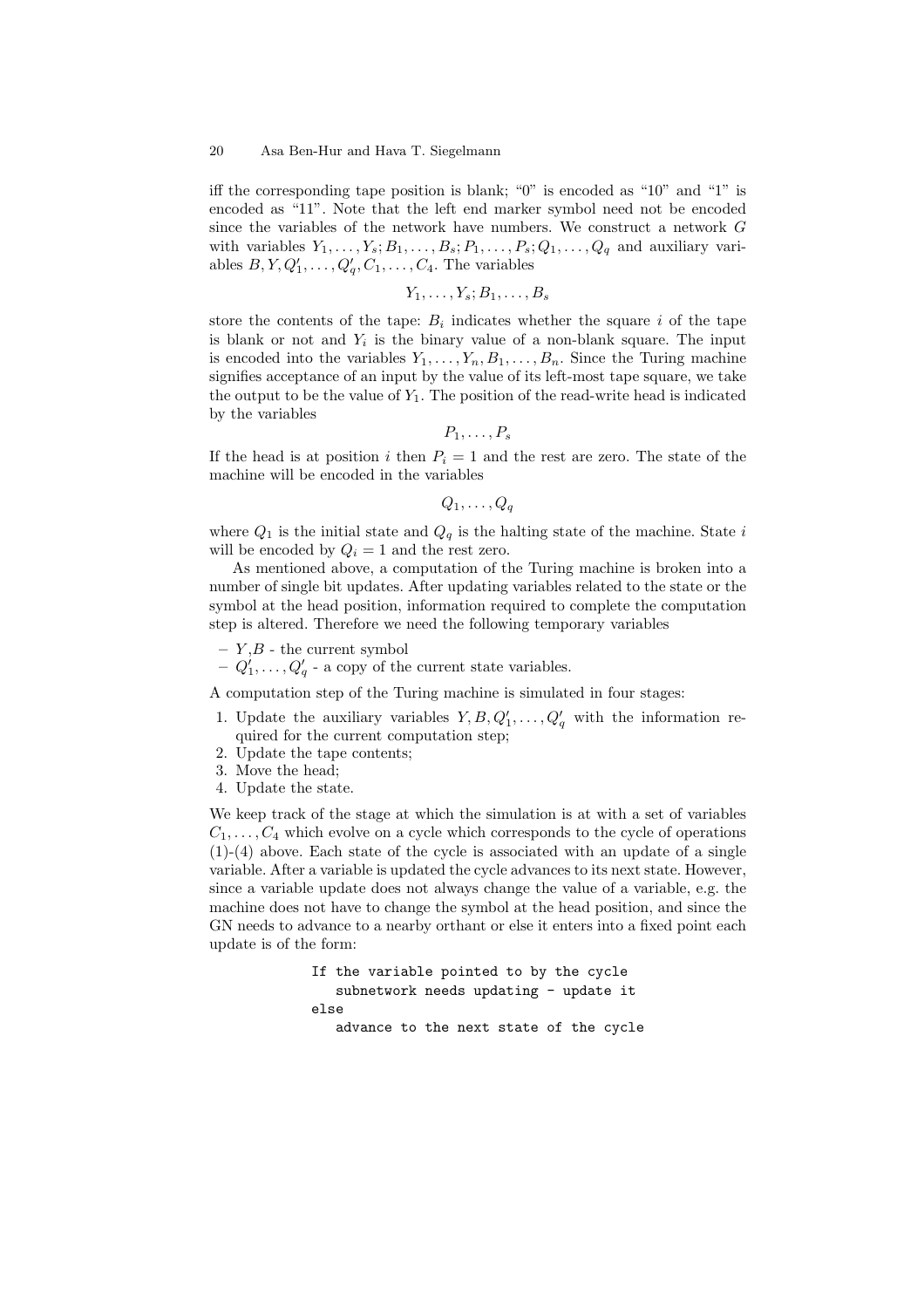iff the corresponding tape position is blank; "0" is encoded as "10" and "1" is encoded as "11". Note that the left end marker symbol need not be encoded since the variables of the network have numbers. We construct a network $G$ with variables $Y_1, \ldots, Y_s; B_1, \ldots, B_s; P_1, \ldots, P_s; Q_1, \ldots, Q_q$ and auxiliary variables $B, Y, Q'_1, \ldots, Q'_q, C_1, \ldots, C_4$. The variables

$$Y_1, \ldots, Y_s; B_1, \ldots, B_s$$

store the contents of the tape: $B_i$ indicates whether the square $i$ of the tape is blank or not and $Y_i$ is the binary value of a non-blank square. The input is encoded into the variables $Y_1, \ldots, Y_n, B_1, \ldots, B_n$. Since the Turing machine signifies acceptance of an input by the value of its left-most tape square, we take the output to be the value of $Y_1$. The position of the read-write head is indicated by the variables

$$P_1, \ldots, P_s$$

If the head is at position $i$ then $P_i = 1$ and the rest are zero. The state of the machine will be encoded in the variables

$$Q_1, \ldots, Q_q$$

where $Q_1$ is the initial state and $Q_q$ is the halting state of the machine. State $i$ will be encoded by $Q_i = 1$ and the rest zero.

As mentioned above, a computation of the Turing machine is broken into a number of single bit updates. After updating variables related to the state or the symbol at the head position, information required to complete the computation step is altered. Therefore we need the following temporary variables

- $Y$,$B$ - the current symbol
- $Q'_1, \ldots, Q'_q$ - a copy of the current state variables.

A computation step of the Turing machine is simulated in four stages:

1. Update the auxiliary variables $Y, B, Q'_1, \ldots, Q'_q$ with the information required for the current computation step;
2. Update the tape contents;
3. Move the head;
4. Update the state.

We keep track of the stage at which the simulation is at with a set of variables $C_1, \ldots, C_4$ which evolve on a cycle which corresponds to the cycle of operations (1)-(4) above. Each state of the cycle is associated with an update of a single variable. After a variable is updated the cycle advances to its next state. However, since a variable update does not always change the value of a variable, e.g. the machine does not have to change the symbol at the head position, and since the GN needs to advance to a nearby orthant or else it enters into a fixed point each update is of the form:

```
If the variable pointed to by the cycle
   subnetwork needs updating - update it
else
   advance to the next state of the cycle
```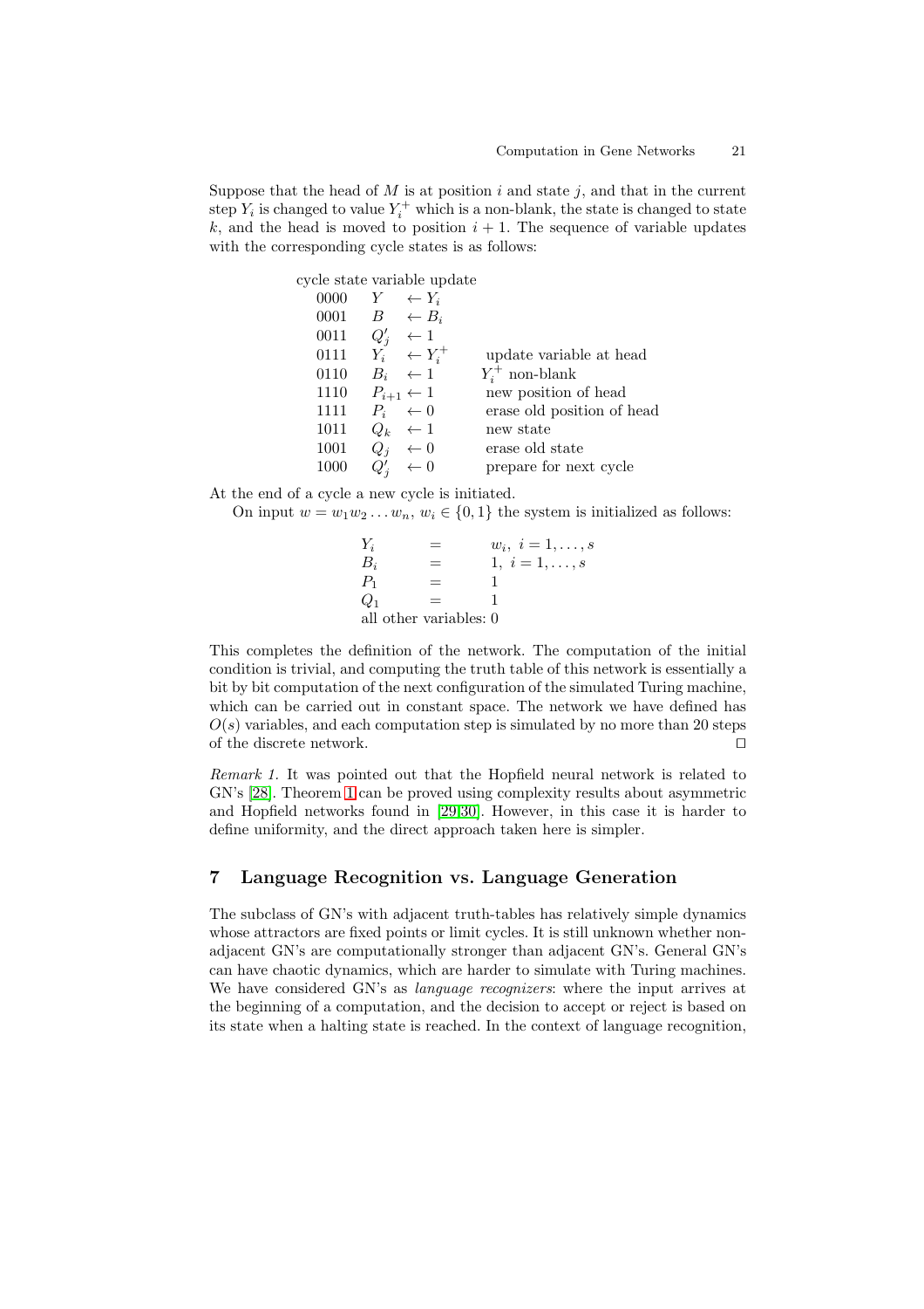Suppose that the head of $M$ is at position $i$ and state $j$, and that in the current step $Y_i$ is changed to value $Y_i^+$ which is a non-blank, the state is changed to state $k$, and the head is moved to position $i+1$. The sequence of variable updates with the corresponding cycle states is as follows:

| cycle state | variable update | |
|---|---|---|
| 0000 | $Y \leftarrow Y_i$ | |
| 0001 | $B \leftarrow B_i$ | |
| 0011 | $Q'_j \leftarrow 1$ | |
| 0111 | $Y_i \leftarrow Y_i^+$ | update variable at head |
| 0110 | $B_i \leftarrow 1$ | $Y_i^+$ non-blank |
| 1110 | $P_{i+1} \leftarrow 1$ | new position of head |
| 1111 | $P_i \leftarrow 0$ | erase old position of head |
| 1011 | $Q_k \leftarrow 1$ | new state |
| 1001 | $Q_j \leftarrow 0$ | erase old state |
| 1000 | $Q'_j \leftarrow 0$ | prepare for next cycle |

At the end of a cycle a new cycle is initiated.

On input $w = w_1 w_2 \dots w_n$, $w_i \in \{0, 1\}$ the system is initialized as follows:

$$
\begin{aligned}
Y_i &= w_i,\ i = 1, \dots, s \\
B_i &= 1,\ i = 1, \dots, s \\
P_1 &= 1 \\
Q_1 &= 1
\end{aligned}
$$

all other variables: 0

This completes the definition of the network. The computation of the initial condition is trivial, and computing the truth table of this network is essentially a bit by bit computation of the next configuration of the simulated Turing machine, which can be carried out in constant space. The network we have defined has $O(s)$ variables, and each computation step is simulated by no more than 20 steps of the discrete network. ◻

*Remark 1.* It was pointed out that the Hopfield neural network is related to GN's [28]. Theorem 1 can be proved using complexity results about asymmetric and Hopfield networks found in [29,30]. However, in this case it is harder to define uniformity, and the direct approach taken here is simpler.

## 7 Language Recognition vs. Language Generation

The subclass of GN's with adjacent truth-tables has relatively simple dynamics whose attractors are fixed points or limit cycles. It is still unknown whether non-adjacent GN's are computationally stronger than adjacent GN's. General GN's can have chaotic dynamics, which are harder to simulate with Turing machines. We have considered GN's as *language recognizers*: where the input arrives at the beginning of a computation, and the decision to accept or reject is based on its state when a halting state is reached. In the context of language recognition,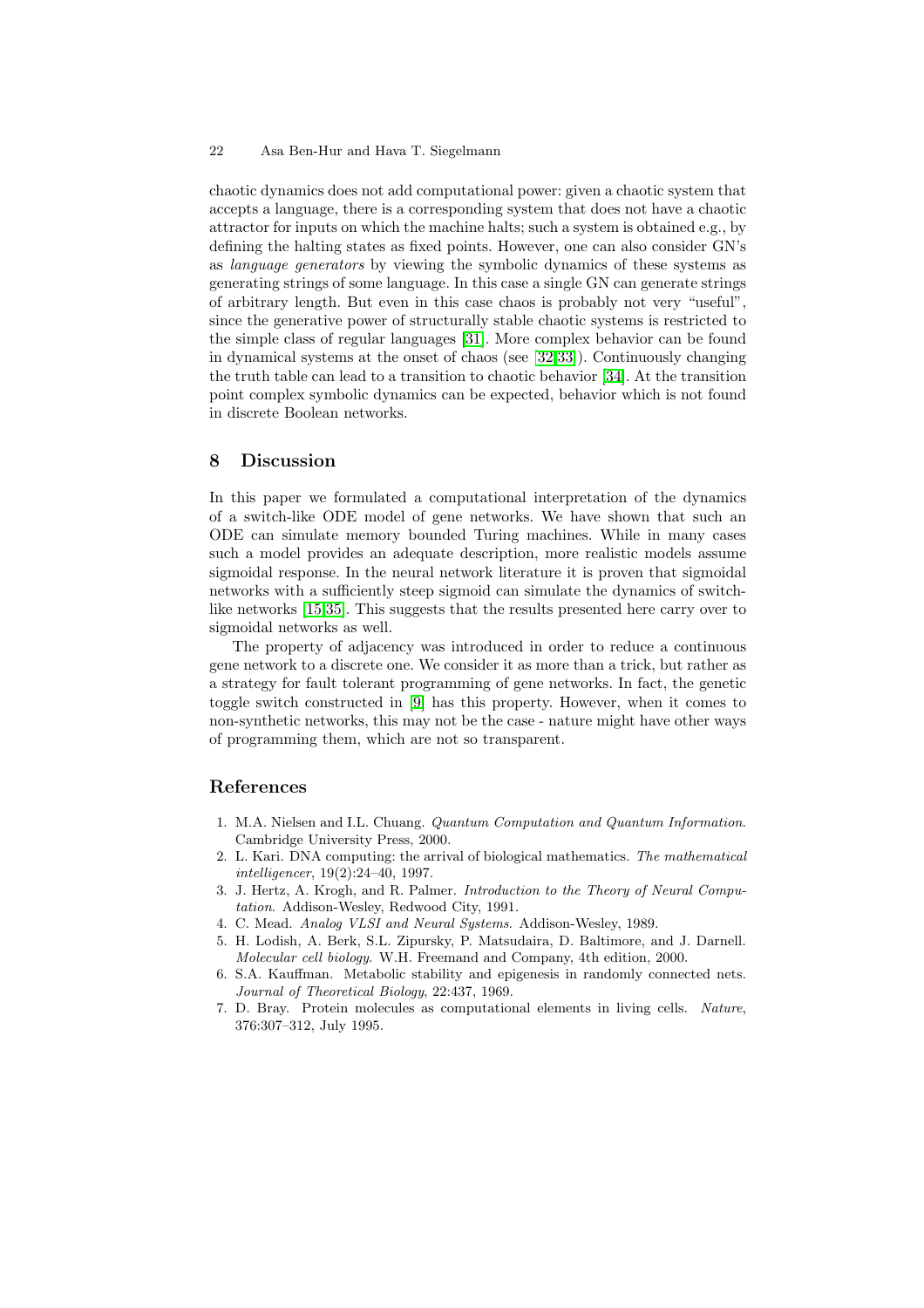chaotic dynamics does not add computational power: given a chaotic system that accepts a language, there is a corresponding system that does not have a chaotic attractor for inputs on which the machine halts; such a system is obtained e.g., by defining the halting states as fixed points. However, one can also consider GN's as *language generators* by viewing the symbolic dynamics of these systems as generating strings of some language. In this case a single GN can generate strings of arbitrary length. But even in this case chaos is probably not very "useful", since the generative power of structurally stable chaotic systems is restricted to the simple class of regular languages [31]. More complex behavior can be found in dynamical systems at the onset of chaos (see [32,33]). Continuously changing the truth table can lead to a transition to chaotic behavior [34]. At the transition point complex symbolic dynamics can be expected, behavior which is not found in discrete Boolean networks.

## 8 Discussion

In this paper we formulated a computational interpretation of the dynamics of a switch-like ODE model of gene networks. We have shown that such an ODE can simulate memory bounded Turing machines. While in many cases such a model provides an adequate description, more realistic models assume sigmoidal response. In the neural network literature it is proven that sigmoidal networks with a sufficiently steep sigmoid can simulate the dynamics of switch-like networks [15,35]. This suggests that the results presented here carry over to sigmoidal networks as well.

The property of adjacency was introduced in order to reduce a continuous gene network to a discrete one. We consider it as more than a trick, but rather as a strategy for fault tolerant programming of gene networks. In fact, the genetic toggle switch constructed in [9] has this property. However, when it comes to non-synthetic networks, this may not be the case - nature might have other ways of programming them, which are not so transparent.

## References

1. M.A. Nielsen and I.L. Chuang. *Quantum Computation and Quantum Information*. Cambridge University Press, 2000.
2. L. Kari. DNA computing: the arrival of biological mathematics. *The mathematical intelligencer*, 19(2):24–40, 1997.
3. J. Hertz, A. Krogh, and R. Palmer. *Introduction to the Theory of Neural Computation*. Addison-Wesley, Redwood City, 1991.
4. C. Mead. *Analog VLSI and Neural Systems*. Addison-Wesley, 1989.
5. H. Lodish, A. Berk, S.L. Zipursky, P. Matsudaira, D. Baltimore, and J. Darnell. *Molecular cell biology*. W.H. Freemand and Company, 4th edition, 2000.
6. S.A. Kauffman. Metabolic stability and epigenesis in randomly connected nets. *Journal of Theoretical Biology*, 22:437, 1969.
7. D. Bray. Protein molecules as computational elements in living cells. *Nature*, 376:307–312, July 1995.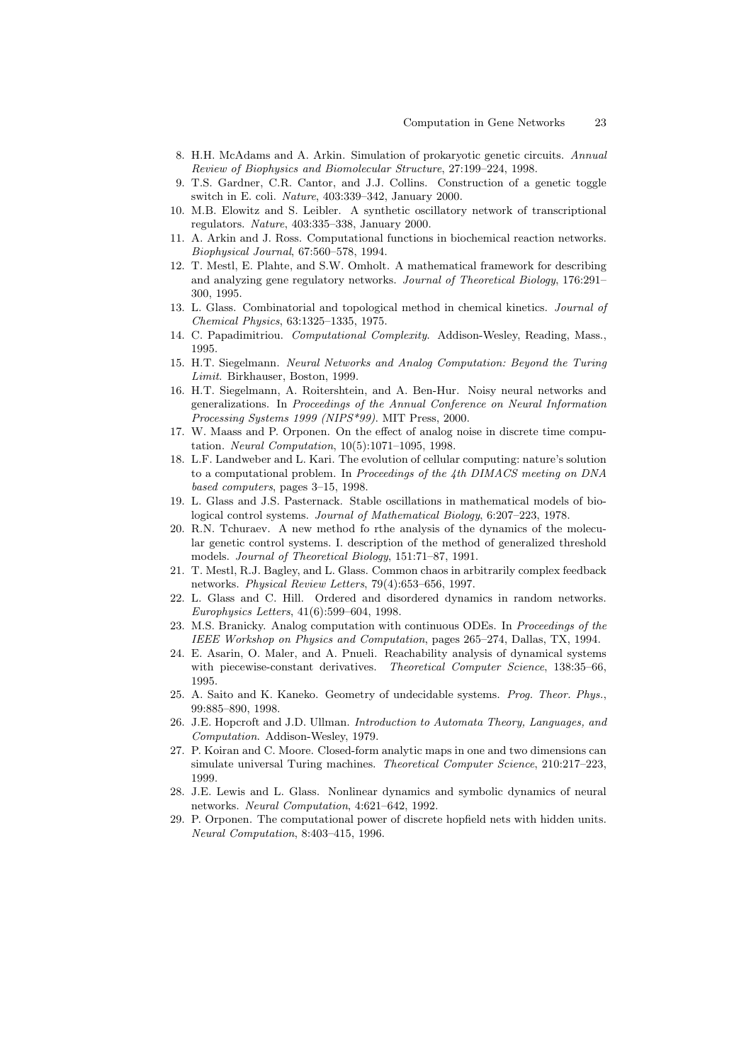8. H.H. McAdams and A. Arkin. Simulation of prokaryotic genetic circuits. *Annual Review of Biophysics and Biomolecular Structure*, 27:199–224, 1998.
9. T.S. Gardner, C.R. Cantor, and J.J. Collins. Construction of a genetic toggle switch in E. coli. *Nature*, 403:339–342, January 2000.
10. M.B. Elowitz and S. Leibler. A synthetic oscillatory network of transcriptional regulators. *Nature*, 403:335–338, January 2000.
11. A. Arkin and J. Ross. Computational functions in biochemical reaction networks. *Biophysical Journal*, 67:560–578, 1994.
12. T. Mestl, E. Plahte, and S.W. Omholt. A mathematical framework for describing and analyzing gene regulatory networks. *Journal of Theoretical Biology*, 176:291–300, 1995.
13. L. Glass. Combinatorial and topological method in chemical kinetics. *Journal of Chemical Physics*, 63:1325–1335, 1975.
14. C. Papadimitriou. *Computational Complexity*. Addison-Wesley, Reading, Mass., 1995.
15. H.T. Siegelmann. *Neural Networks and Analog Computation: Beyond the Turing Limit*. Birkhauser, Boston, 1999.
16. H.T. Siegelmann, A. Roitershtein, and A. Ben-Hur. Noisy neural networks and generalizations. In *Proceedings of the Annual Conference on Neural Information Processing Systems 1999 (NIPS*99)*. MIT Press, 2000.
17. W. Maass and P. Orponen. On the effect of analog noise in discrete time computation. *Neural Computation*, 10(5):1071–1095, 1998.
18. L.F. Landweber and L. Kari. The evolution of cellular computing: nature's solution to a computational problem. In *Proceedings of the 4th DIMACS meeting on DNA based computers*, pages 3–15, 1998.
19. L. Glass and J.S. Pasternack. Stable oscillations in mathematical models of biological control systems. *Journal of Mathematical Biology*, 6:207–223, 1978.
20. R.N. Tchuraev. A new method fo rthe analysis of the dynamics of the molecular genetic control systems. I. description of the method of generalized threshold models. *Journal of Theoretical Biology*, 151:71–87, 1991.
21. T. Mestl, R.J. Bagley, and L. Glass. Common chaos in arbitrarily complex feedback networks. *Physical Review Letters*, 79(4):653–656, 1997.
22. L. Glass and C. Hill. Ordered and disordered dynamics in random networks. *Europhysics Letters*, 41(6):599–604, 1998.
23. M.S. Branicky. Analog computation with continuous ODEs. In *Proceedings of the IEEE Workshop on Physics and Computation*, pages 265–274, Dallas, TX, 1994.
24. E. Asarin, O. Maler, and A. Pnueli. Reachability analysis of dynamical systems with piecewise-constant derivatives. *Theoretical Computer Science*, 138:35–66, 1995.
25. A. Saito and K. Kaneko. Geometry of undecidable systems. *Prog. Theor. Phys.*, 99:885–890, 1998.
26. J.E. Hopcroft and J.D. Ullman. *Introduction to Automata Theory, Languages, and Computation*. Addison-Wesley, 1979.
27. P. Koiran and C. Moore. Closed-form analytic maps in one and two dimensions can simulate universal Turing machines. *Theoretical Computer Science*, 210:217–223, 1999.
28. J.E. Lewis and L. Glass. Nonlinear dynamics and symbolic dynamics of neural networks. *Neural Computation*, 4:621–642, 1992.
29. P. Orponen. The computational power of discrete hopfield nets with hidden units. *Neural Computation*, 8:403–415, 1996.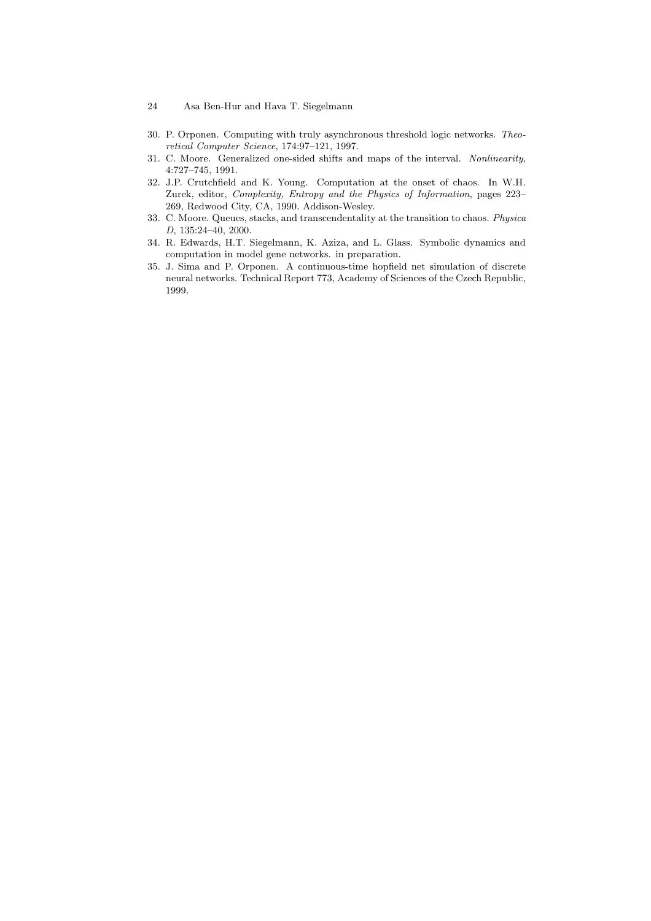30. P. Orponen. Computing with truly asynchronous threshold logic networks. *Theoretical Computer Science*, 174:97–121, 1997.
31. C. Moore. Generalized one-sided shifts and maps of the interval. *Nonlinearity*, 4:727–745, 1991.
32. J.P. Crutchfield and K. Young. Computation at the onset of chaos. In W.H. Zurek, editor, *Complexity, Entropy and the Physics of Information*, pages 223–269, Redwood City, CA, 1990. Addison-Wesley.
33. C. Moore. Queues, stacks, and transcendentality at the transition to chaos. *Physica D*, 135:24–40, 2000.
34. R. Edwards, H.T. Siegelmann, K. Aziza, and L. Glass. Symbolic dynamics and computation in model gene networks. in preparation.
35. J. Sima and P. Orponen. A continuous-time hopfield net simulation of discrete neural networks. Technical Report 773, Academy of Sciences of the Czech Republic, 1999.